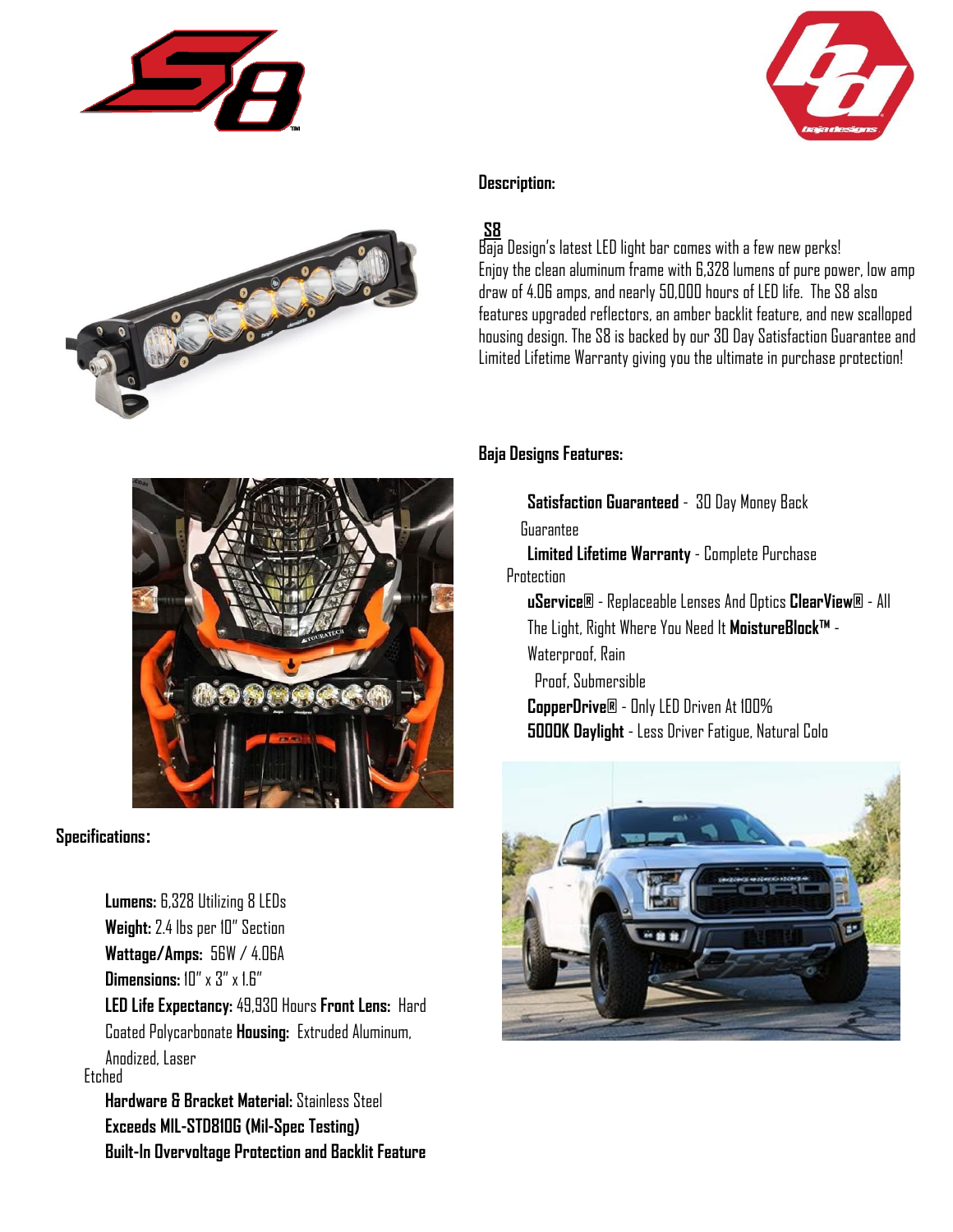## Description:

**S8**

Baja Design's latest LED light bar comes with a few new perks! Enjoy the clean aluminum frame with 6,328 lumens of pure power, low amp draw of 4.06 amps, and nearly 50,000 hours of LED life. The S8 also features upgraded reflectors, an amber backlit feature, and new scalloped housing design. The S8 is backed by our 30 Day Satisfaction Guarantee and Limited Lifetime Warranty giving you the ultimate in purchase protection!

## Baja Designs Features:

**Satisfaction Guaranteed** - 30 Day Money Back Guarantee

**Limited Lifetime Warranty** - Complete Purchase Protection

**uService®** - Replaceable Lenses And Optics **ClearView®** - All The Light, Right Where You Need It **MoistureBlock™** - Waterproof, Rain Proof, Submersible

**CopperDrive®** - Only LED Driven At 100%

**5000K Daylight** - Less Driver Fatigue, Natural Colo

## Specifications:

**Lumens:** 6,328 Utilizing 8 LEDs

**Weight:** 2.4 lbs per 10" Section

**Wattage/Amps:** 56W / 4.06A

**Dimensions:** 10" x 3" x 1.6"

**LED Life Expectancy:** 49,930 Hours **Front Lens:** Hard Coated Polycarbonate **Housing:** Extruded Aluminum, Anodized, Laser Etched

**Hardware & Bracket Material:** Stainless Steel

**Exceeds MIL-STD810G (Mil-Spec Testing)**

**Built-In Overvoltage Protection and Backlit Feature**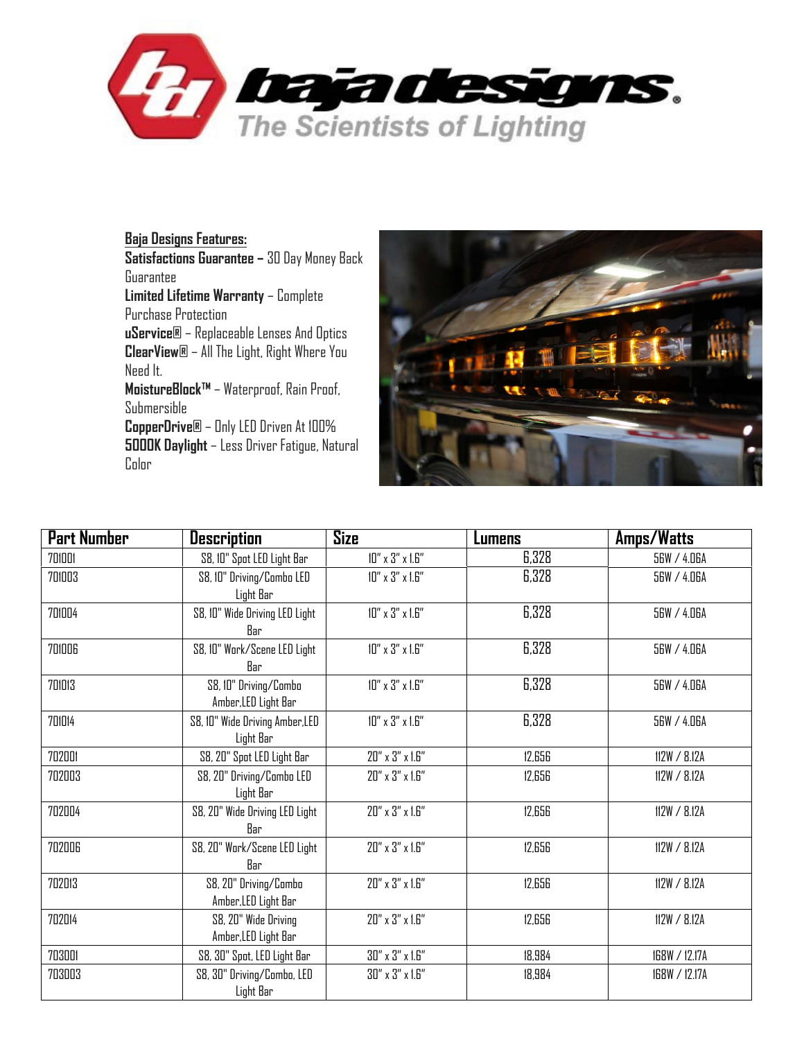**Baja Designs Features:**

**Satisfactions Guarantee –** 30 Day Money Back Guarantee

**Limited Lifetime Warranty** – Complete Purchase Protection

**uService®** – Replaceable Lenses And Optics

**ClearView®** – All The Light, Right Where You Need It.

**MoistureBlock™** – Waterproof, Rain Proof, Submersible

**CopperDrive®** – Only LED Driven At 100%

**5000K Daylight** – Less Driver Fatigue, Natural Color

| Part Number | Description | Size | Lumens | Amps/Watts |
|---|---|---|---|---|
| 701001 | S8, 10" Spot LED Light Bar | 10" x 3" x 1.6" | 6,328 | 56W / 4.06A |
| 701003 | S8, 10" Driving/Combo LED Light Bar | 10" x 3" x 1.6" | 6,328 | 56W / 4.06A |
| 701004 | S8, 10" Wide Driving LED Light Bar | 10" x 3" x 1.6" | 6,328 | 56W / 4.06A |
| 701006 | S8, 10" Work/Scene LED Light Bar | 10" x 3" x 1.6" | 6,328 | 56W / 4.06A |
| 701013 | S8, 10" Driving/Combo Amber,LED Light Bar | 10" x 3" x 1.6" | 6,328 | 56W / 4.06A |
| 701014 | S8, 10" Wide Driving Amber,LED Light Bar | 10" x 3" x 1.6" | 6,328 | 56W / 4.06A |
| 702001 | S8, 20" Spot LED Light Bar | 20" x 3" x 1.6" | 12,656 | 112W / 8.12A |
| 702003 | S8, 20" Driving/Combo LED Light Bar | 20" x 3" x 1.6" | 12,656 | 112W / 8.12A |
| 702004 | S8, 20" Wide Driving LED Light Bar | 20" x 3" x 1.6" | 12,656 | 112W / 8.12A |
| 702006 | S8, 20" Work/Scene LED Light Bar | 20" x 3" x 1.6" | 12,656 | 112W / 8.12A |
| 702013 | S8, 20" Driving/Combo Amber,LED Light Bar | 20" x 3" x 1.6" | 12,656 | 112W / 8.12A |
| 702014 | S8, 20" Wide Driving Amber,LED Light Bar | 20" x 3" x 1.6" | 12,656 | 112W / 8.12A |
| 703001 | S8, 30" Spot, LED Light Bar | 30" x 3" x 1.6" | 18,984 | 168W / 12.17A |
| 703003 | S8, 30" Driving/Combo, LED Light Bar | 30" x 3" x 1.6" | 18,984 | 168W / 12.17A |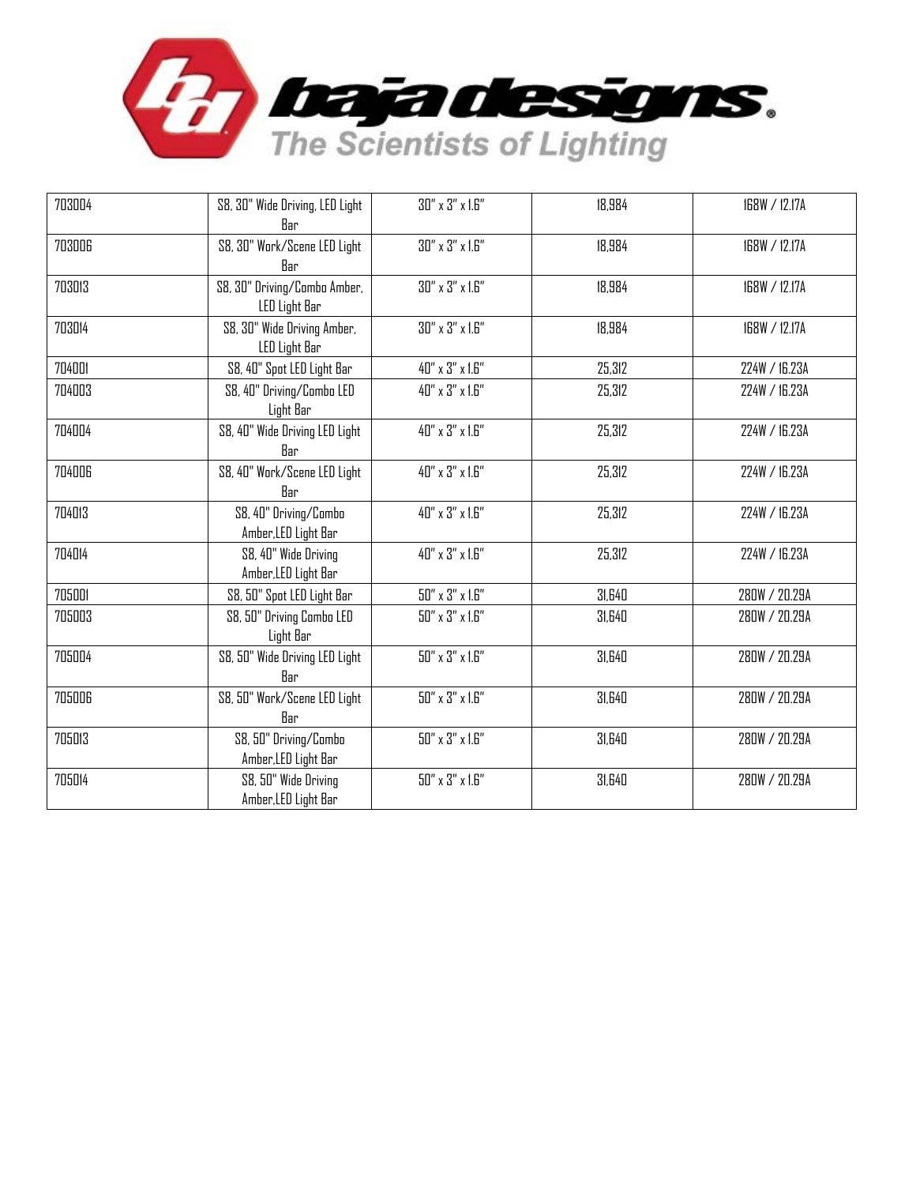**baja designs®**
The Scientists of Lighting

| | | | | |
|---|---|---|---|---|
| 703004 | S8, 30" Wide Driving, LED Light Bar | 30" x 3" x 1.6" | 18,984 | 168W / 12.17A |
| 703006 | S8, 30" Work/Scene LED Light Bar | 30" x 3" x 1.6" | 18,984 | 168W / 12.17A |
| 703013 | S8, 30" Driving/Combo Amber, LED Light Bar | 30" x 3" x 1.6" | 18,984 | 168W / 12.17A |
| 703014 | S8, 30" Wide Driving Amber, LED Light Bar | 30" x 3" x 1.6" | 18,984 | 168W / 12.17A |
| 704001 | S8, 40" Spot LED Light Bar | 40" x 3" x 1.6" | 25,312 | 224W / 16.23A |
| 704003 | S8, 40" Driving/Combo LED Light Bar | 40" x 3" x 1.6" | 25,312 | 224W / 16.23A |
| 704004 | S8, 40" Wide Driving LED Light Bar | 40" x 3" x 1.6" | 25,312 | 224W / 16.23A |
| 704006 | S8, 40" Work/Scene LED Light Bar | 40" x 3" x 1.6" | 25,312 | 224W / 16.23A |
| 704013 | S8, 40" Driving/Combo Amber,LED Light Bar | 40" x 3" x 1.6" | 25,312 | 224W / 16.23A |
| 704014 | S8, 40" Wide Driving Amber,LED Light Bar | 40" x 3" x 1.6" | 25,312 | 224W / 16.23A |
| 705001 | S8, 50" Spot LED Light Bar | 50" x 3" x 1.6" | 31,640 | 280W / 20.29A |
| 705003 | S8, 50" Driving Combo LED Light Bar | 50" x 3" x 1.6" | 31,640 | 280W / 20.29A |
| 705004 | S8, 50" Wide Driving LED Light Bar | 50" x 3" x 1.6" | 31,640 | 280W / 20.29A |
| 705006 | S8, 50" Work/Scene LED Light Bar | 50" x 3" x 1.6" | 31,640 | 280W / 20.29A |
| 705013 | S8, 50" Driving/Combo Amber,LED Light Bar | 50" x 3" x 1.6" | 31,640 | 280W / 20.29A |
| 705014 | S8, 50" Wide Driving Amber,LED Light Bar | 50" x 3" x 1.6" | 31,640 | 280W / 20.29A |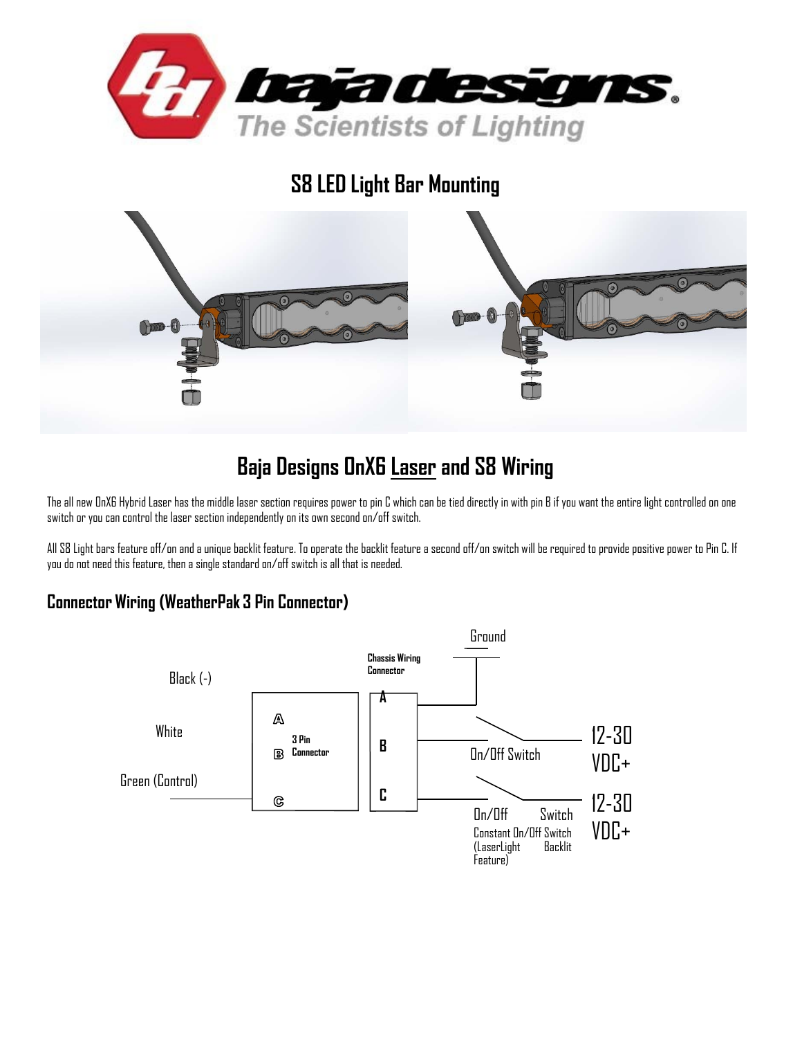# S8 LED Light Bar Mounting

# Baja Designs OnX6 Laser and S8 Wiring

The all new OnX6 Hybrid Laser has the middle laser section requires power to pin C which can be tied directly in with pin B if you want the entire light controlled on one switch or you can control the laser section independently on its own second on/off switch.

All S8 Light bars feature off/on and a unique backlit feature. To operate the backlit feature a second off/on switch will be required to provide positive power to Pin C. If you do not need this feature, then a single standard on/off switch is all that is needed.

## Connector Wiring (WeatherPak 3 Pin Connector)

Black (-)

White

Green (Control)

3 Pin Connector: A, B, C

Chassis Wiring Connector: A, B, C

Ground

On/Off Switch — 12-30 VDC+

On/Off Switch Constant On/Off Switch (LaserLight Backlit Feature) — 12-30 VDC+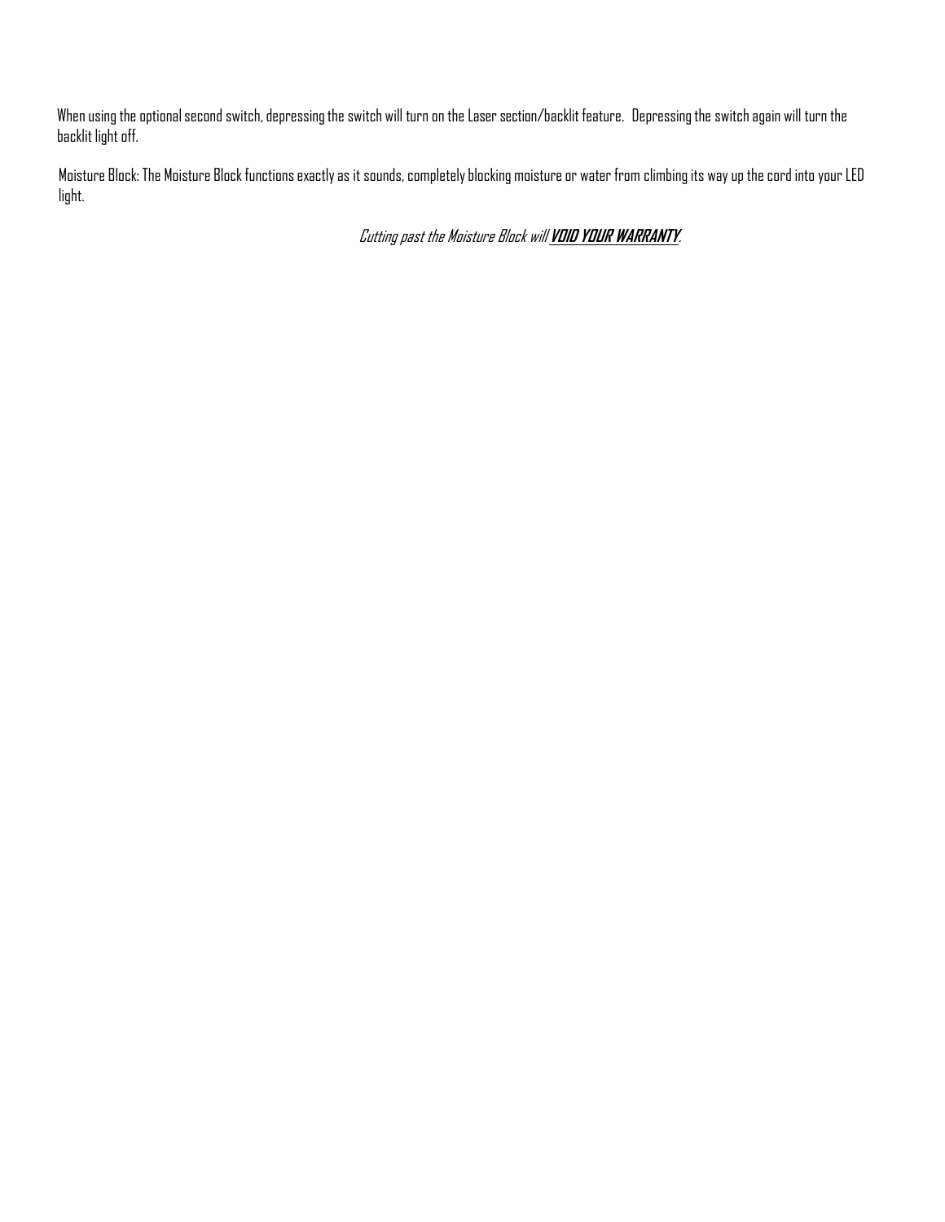When using the optional second switch, depressing the switch will turn on the Laser section/backlit feature. Depressing the switch again will turn the backlit light off.

Moisture Block: The Moisture Block functions exactly as it sounds, completely blocking moisture or water from climbing its way up the cord into your LED light.

*Cutting past the Moisture Block will* ***VOID YOUR WARRANTY***.